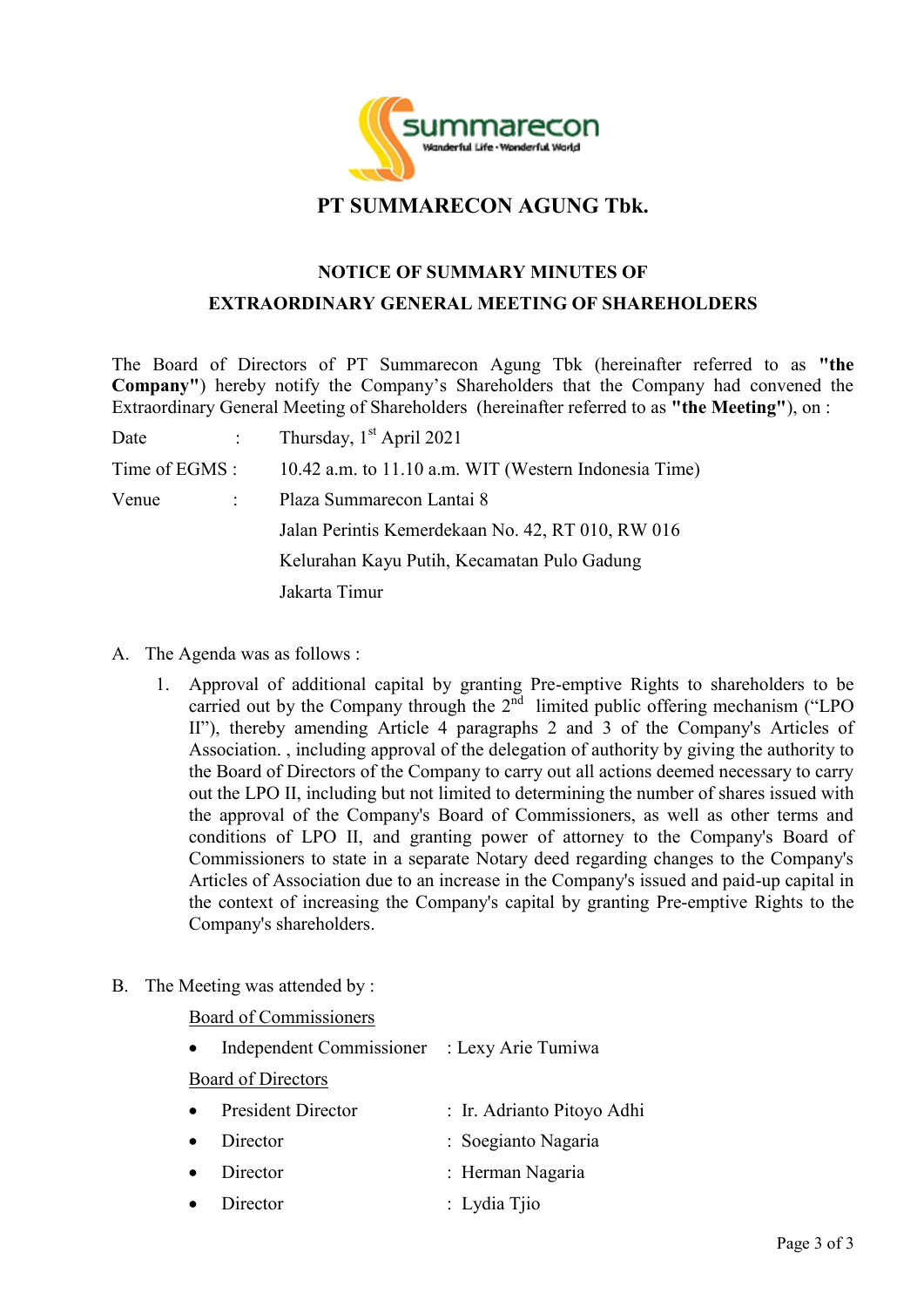# PT SUMMARECON AGUNG Tbk.

## NOTICE OF SUMMARY MINUTES OF EXTRAORDINARY GENERAL MEETING OF SHAREHOLDERS

The Board of Directors of PT Summarecon Agung Tbk (hereinafter referred to as **"the Company"**) hereby notify the Company's Shareholders that the Company had convened the Extraordinary General Meeting of Shareholders (hereinafter referred to as **"the Meeting"**), on :

Date : Thursday, 1st April 2021

Time of EGMS : 10.42 a.m. to 11.10 a.m. WIT (Western Indonesia Time)

Venue : Plaza Summarecon Lantai 8
Jalan Perintis Kemerdekaan No. 42, RT 010, RW 016
Kelurahan Kayu Putih, Kecamatan Pulo Gadung
Jakarta Timur

A. The Agenda was as follows :

1. Approval of additional capital by granting Pre-emptive Rights to shareholders to be carried out by the Company through the 2nd limited public offering mechanism ("LPO II"), thereby amending Article 4 paragraphs 2 and 3 of the Company's Articles of Association. , including approval of the delegation of authority by giving the authority to the Board of Directors of the Company to carry out all actions deemed necessary to carry out the LPO II, including but not limited to determining the number of shares issued with the approval of the Company's Board of Commissioners, as well as other terms and conditions of LPO II, and granting power of attorney to the Company's Board of Commissioners to state in a separate Notary deed regarding changes to the Company's Articles of Association due to an increase in the Company's issued and paid-up capital in the context of increasing the Company's capital by granting Pre-emptive Rights to the Company's shareholders.

B. The Meeting was attended by :

Board of Commissioners

- Independent Commissioner : Lexy Arie Tumiwa

Board of Directors

- President Director : Ir. Adrianto Pitoyo Adhi
- Director : Soegianto Nagaria
- Director : Herman Nagaria
- Director : Lydia Tjio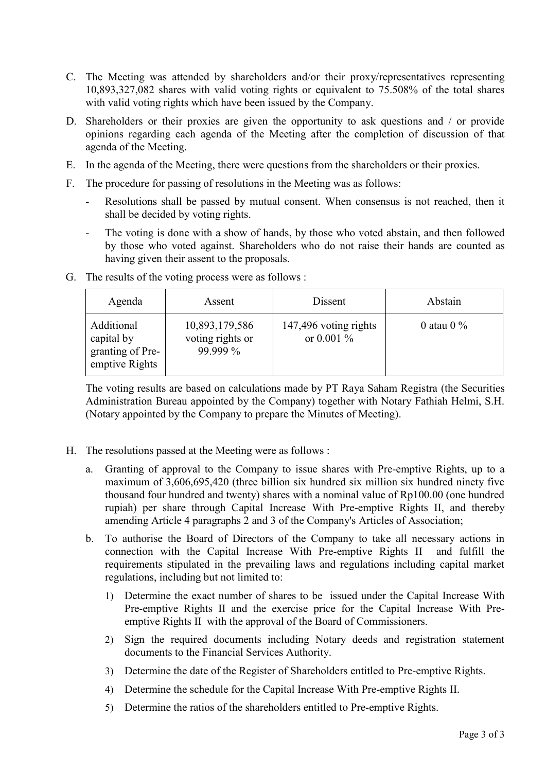C. The Meeting was attended by shareholders and/or their proxy/representatives representing 10,893,327,082 shares with valid voting rights or equivalent to 75.508% of the total shares with valid voting rights which have been issued by the Company.

D. Shareholders or their proxies are given the opportunity to ask questions and / or provide opinions regarding each agenda of the Meeting after the completion of discussion of that agenda of the Meeting.

E. In the agenda of the Meeting, there were questions from the shareholders or their proxies.

F. The procedure for passing of resolutions in the Meeting was as follows:

   - Resolutions shall be passed by mutual consent. When consensus is not reached, then it shall be decided by voting rights.
   - The voting is done with a show of hands, by those who voted abstain, and then followed by those who voted against. Shareholders who do not raise their hands are counted as having given their assent to the proposals.

G. The results of the voting process were as follows :

| Agenda | Assent | Dissent | Abstain |
|---|---|---|---|
| Additional capital by granting of Pre-emptive Rights | 10,893,179,586 voting rights or 99.999 % | 147,496 voting rights or 0.001 % | 0 atau 0 % |

The voting results are based on calculations made by PT Raya Saham Registra (the Securities Administration Bureau appointed by the Company) together with Notary Fathiah Helmi, S.H. (Notary appointed by the Company to prepare the Minutes of Meeting).

H. The resolutions passed at the Meeting were as follows :

   a. Granting of approval to the Company to issue shares with Pre-emptive Rights, up to a maximum of 3,606,695,420 (three billion six hundred six million six hundred ninety five thousand four hundred and twenty) shares with a nominal value of Rp100.00 (one hundred rupiah) per share through Capital Increase With Pre-emptive Rights II, and thereby amending Article 4 paragraphs 2 and 3 of the Company's Articles of Association;

   b. To authorise the Board of Directors of the Company to take all necessary actions in connection with the Capital Increase With Pre-emptive Rights II and fulfill the requirements stipulated in the prevailing laws and regulations including capital market regulations, including but not limited to:

      1) Determine the exact number of shares to be issued under the Capital Increase With Pre-emptive Rights II and the exercise price for the Capital Increase With Pre-emptive Rights II with the approval of the Board of Commissioners.
      2) Sign the required documents including Notary deeds and registration statement documents to the Financial Services Authority.
      3) Determine the date of the Register of Shareholders entitled to Pre-emptive Rights.
      4) Determine the schedule for the Capital Increase With Pre-emptive Rights II.
      5) Determine the ratios of the shareholders entitled to Pre-emptive Rights.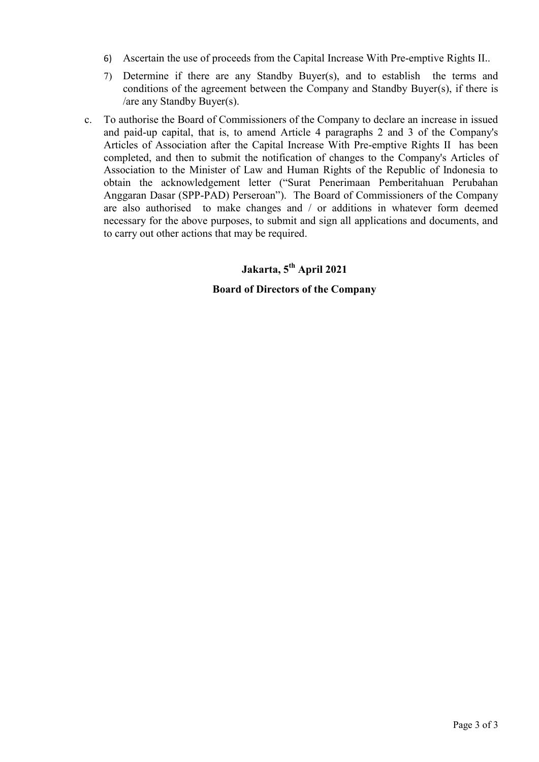6) Ascertain the use of proceeds from the Capital Increase With Pre-emptive Rights II..
7) Determine if there are any Standby Buyer(s), and to establish the terms and conditions of the agreement between the Company and Standby Buyer(s), if there is /are any Standby Buyer(s).

c. To authorise the Board of Commissioners of the Company to declare an increase in issued and paid-up capital, that is, to amend Article 4 paragraphs 2 and 3 of the Company's Articles of Association after the Capital Increase With Pre-emptive Rights II has been completed, and then to submit the notification of changes to the Company's Articles of Association to the Minister of Law and Human Rights of the Republic of Indonesia to obtain the acknowledgement letter ("Surat Penerimaan Pemberitahuan Perubahan Anggaran Dasar (SPP-PAD) Perseroan"). The Board of Commissioners of the Company are also authorised to make changes and / or additions in whatever form deemed necessary for the above purposes, to submit and sign all applications and documents, and to carry out other actions that may be required.

**Jakarta, 5th April 2021**

**Board of Directors of the Company**